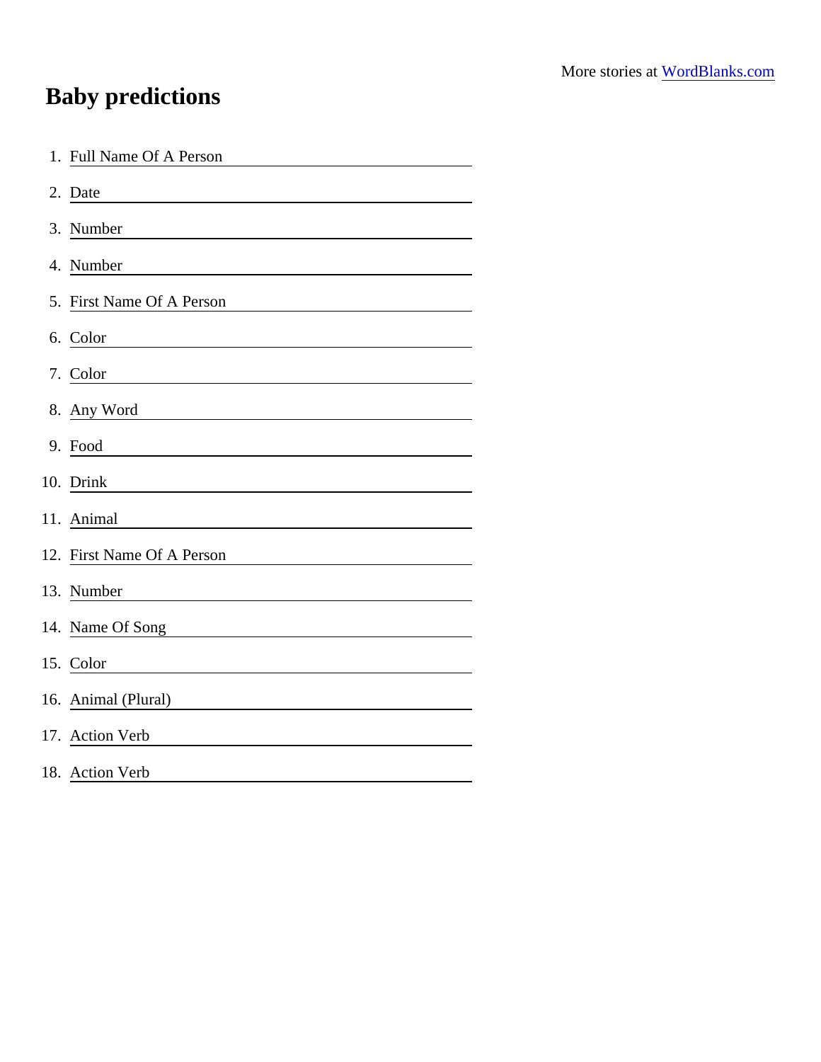More stories at WordBlanks.com

# Baby predictions

1. Full Name Of A Person ________________
2. Date ________________
3. Number ________________
4. Number ________________
5. First Name Of A Person ________________
6. Color ________________
7. Color ________________
8. Any Word ________________
9. Food ________________
10. Drink ________________
11. Animal ________________
12. First Name Of A Person ________________
13. Number ________________
14. Name Of Song ________________
15. Color ________________
16. Animal (Plural) ________________
17. Action Verb ________________
18. Action Verb ________________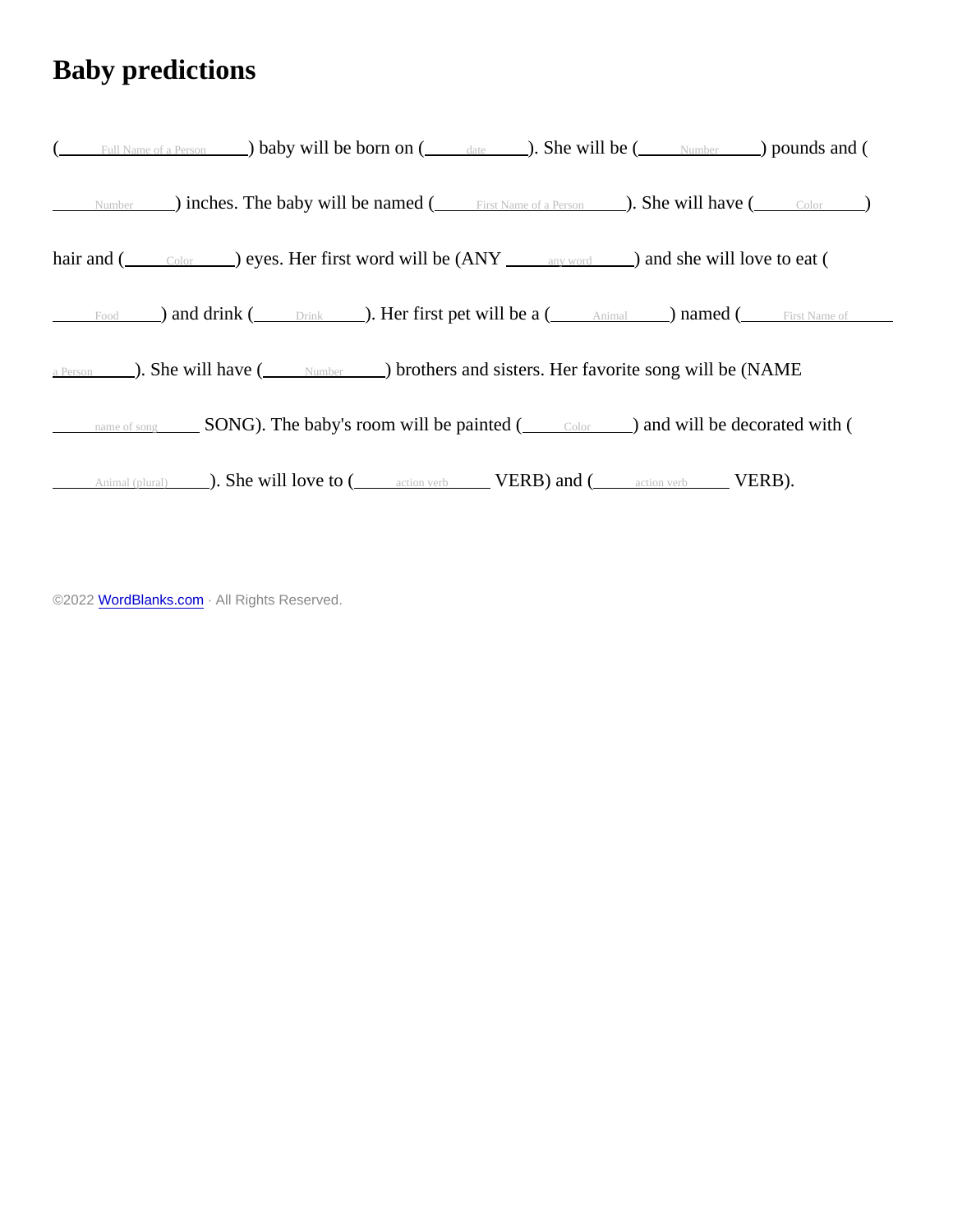# Baby predictions

(\_\_\_\_\_ Full Name of a Person \_\_\_\_\_) baby will be born on (\_\_\_\_\_ date \_\_\_\_\_). She will be (\_\_\_\_\_ Number \_\_\_\_\_) pounds and (\_\_\_\_\_ Number \_\_\_\_\_) inches. The baby will be named (\_\_\_\_\_ First Name of a Person \_\_\_\_\_). She will have (\_\_\_\_\_ Color \_\_\_\_\_) hair and (\_\_\_\_\_ Color \_\_\_\_\_) eyes. Her first word will be (ANY \_\_\_\_\_ any word \_\_\_\_\_) and she will love to eat (\_\_\_\_\_ Food \_\_\_\_\_) and drink (\_\_\_\_\_ Drink \_\_\_\_\_). Her first pet will be a (\_\_\_\_\_ Animal \_\_\_\_\_) named (\_\_\_\_\_ First Name of a Person \_\_\_\_\_). She will have (\_\_\_\_\_ Number \_\_\_\_\_) brothers and sisters. Her favorite song will be (NAME \_\_\_\_\_ name of song \_\_\_\_\_ SONG). The baby's room will be painted (\_\_\_\_\_ Color \_\_\_\_\_) and will be decorated with (\_\_\_\_\_ Animal (plural) \_\_\_\_\_). She will love to (\_\_\_\_\_ action verb \_\_\_\_\_ VERB) and (\_\_\_\_\_ action verb \_\_\_\_\_ VERB).

©2022 WordBlanks.com · All Rights Reserved.